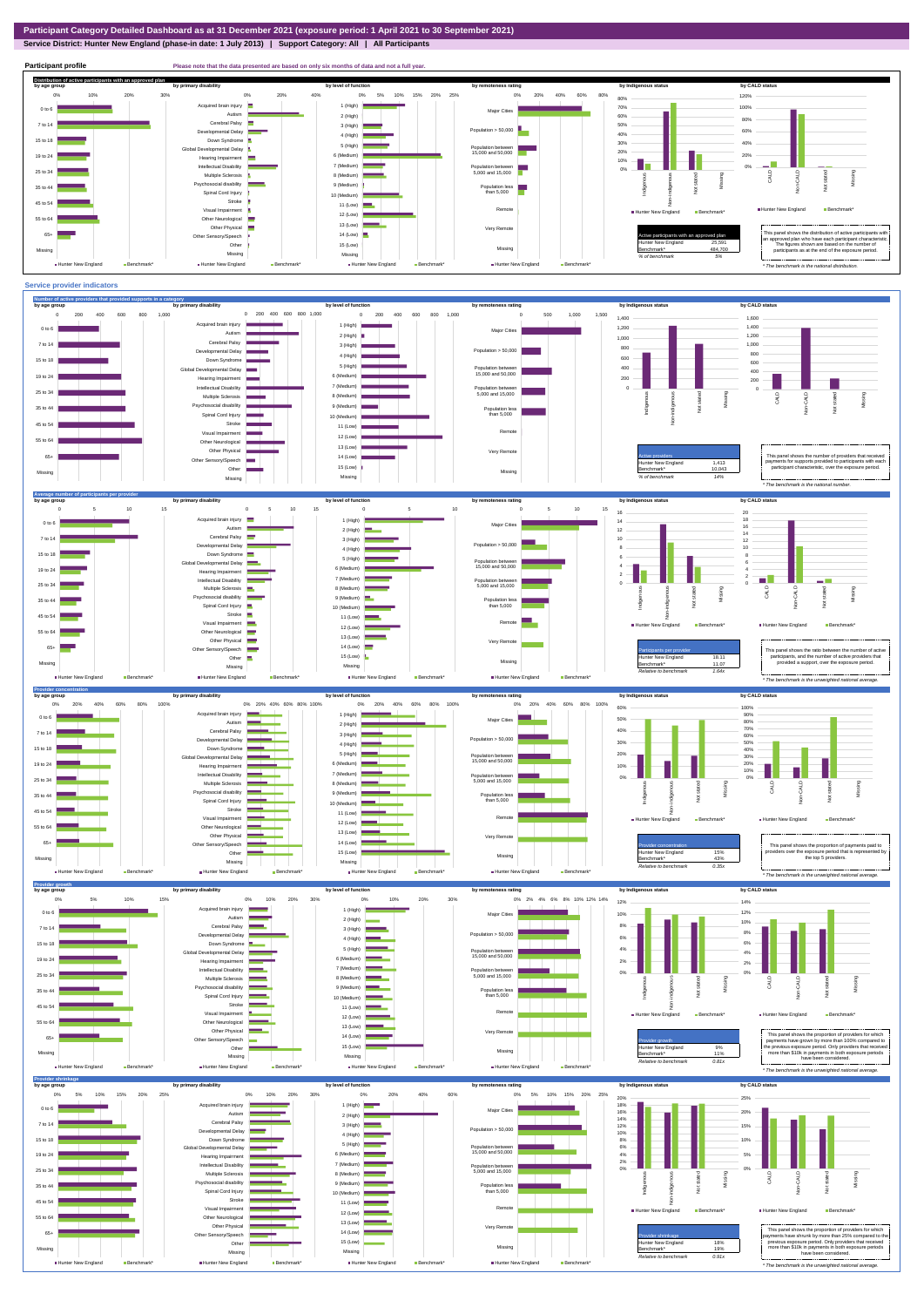# Participant Category Detailed Dashboard as at 31 December 2021 (exposure period: 1 April 2021 to 30 September 2021)

**Service District: Hunter New England (phase-in date: 1 July 2013) | Support Category: All | All Participants**

## Participant profile

Please note that the data presented are based on only six months of data and not a full year.

### Distribution of active participants with an approved plan

| Active participants with an approved plan | |
|---|---|
| Hunter New England | 25,591 |
| Benchmark* | 484,700 |
| % of benchmark | 5% |

This panel shows the distribution of active participants with an approved plan who have each participant characteristic. The figures shown are based on the number of participants as at the end of the exposure period.

\* The benchmark is the national distribution.

## Service provider indicators

### Number of active providers that provided supports in a category

| Active providers | |
|---|---|
| Hunter New England | 1,413 |
| Benchmark* | 10,043 |
| % of benchmark | 14% |

This panel shows the number of providers that received payments for supports provided to participants with each participant characteristic, over the exposure period.

\* The benchmark is the national number.

### Average number of participants per provider

| Participants per provider | |
|---|---|
| Hunter New England | 18.11 |
| Benchmark* | 11.07 |
| Relative to benchmark | 1.64x |

This panel shows the ratio between the number of active participants, and the number of active providers that provided a support, over the exposure period.

\* The benchmark is the unweighted national average.

### Provider concentration

| Provider concentration | |
|---|---|
| Hunter New England | 15% |
| Benchmark* | 43% |
| Relative to benchmark | 0.35x |

This panel shows the proportion of payments paid to providers over the exposure period that is represented by the top 5 providers.

\* The benchmark is the unweighted national average.

### Provider growth

| Provider growth | |
|---|---|
| Hunter New England | 9% |
| Benchmark* | 11% |
| Relative to benchmark | 0.81x |

This panel shows the proportion of providers for which payments have grown by more than 100% compared to the previous exposure period. Only providers that received more than $10k in payments in both exposure periods have been considered.

\* The benchmark is the unweighted national average.

### Provider shrinkage

| Provider shrinkage | |
|---|---|
| Hunter New England | 18% |
| Benchmark* | 19% |
| Relative to benchmark | 0.91x |

This panel shows the proportion of providers for which payments have shrunk by more than 25% compared to the previous exposure period. Only providers that received more than $10k in payments in both exposure periods have been considered.

\* The benchmark is the unweighted national average.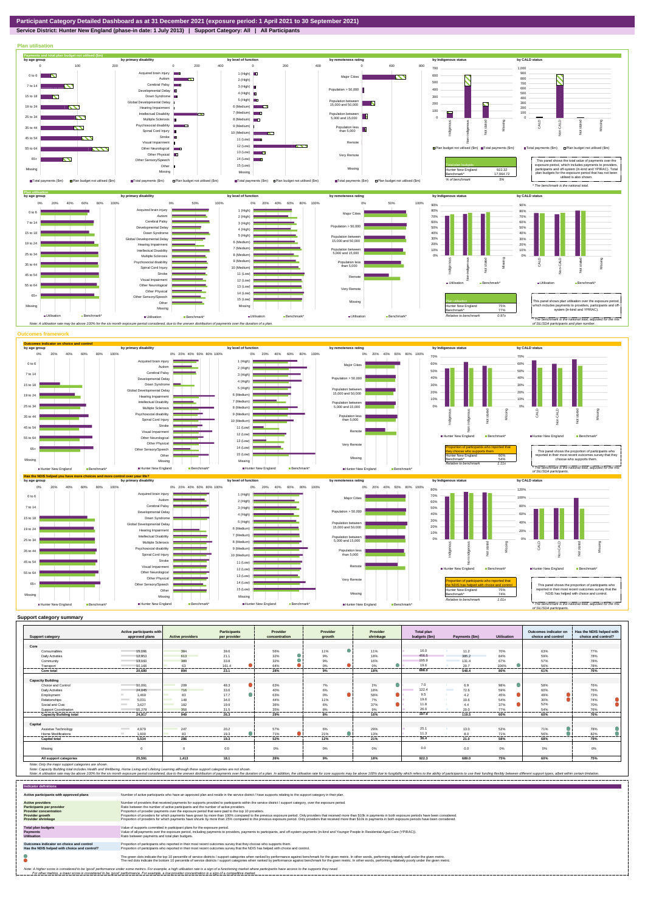# Participant Category Detailed Dashboard as at 31 December 2021 (exposure period: 1 April 2021 to 30 September 2021)

**Service District: Hunter New England (phase-in date: 1 July 2013) | Support Category: All | All Participants**

## Plan utilisation

### Payments and total plan budget not utilised ($m)

| Total plan budgets | |
|---|---|
| Hunter New England | 922.32 |
| Benchmark* | 17,064.72 |
| % of benchmark | 5% |

This panel shows the total value of payments over the exposure period, which includes payments to providers, participants and off-system (in-kind and YPIRAC). Total plan budgets for the exposure period that has not been utilised is also shown.

*The benchmark is the national total.

### Plan utilisation

| Plan utilisation | |
|---|---|
| Hunter New England | 75% |
| Benchmark* | 77% |
| Relative to benchmark | 0.97x |

This panel shows plan utilisation over the exposure period, which includes payments to providers, participants and off-system (in-kind and YPIRAC).

*The benchmark is the national utilisation, adjusted for the mix of SIL/SDA participants and plan number.

Note: A utilisation rate may be above 100% for the six month exposure period considered, due to the uneven distribution of payments over the duration of a plan.

## Outcomes framework

### Outcomes indicator on choice and control

| Proportion of participants who reported that they choose who supports them | |
|---|---|
| Hunter New England | 60% |
| Benchmark* | 54% |
| Relative to benchmark | 1.11x |

This panel shows the proportion of participants who reported in their most recent outcomes survey that they choose who supports them.

*The benchmark is the national value, adjusted for the mix of SIL/SDA participants.

### Has the NDIS helped you have more choices and more control over your life?

| Proportion of participants who reported that the NDIS has helped with choice and control | |
|---|---|
| Hunter New England | 75% |
| Benchmark* | 74% |
| Relative to benchmark | 1.01x |

This panel shows the proportion of participants who reported in their most recent outcomes survey that the NDIS has helped with choice and control.

*The benchmark is the national value, adjusted for the mix of SIL/SDA participants.

## Support category summary

| Support category | Active participants with approved plans | Active providers | Participants per provider | Provider concentration | Provider growth | Provider shrinkage | Total plan budgets ($m) | Payments ($m) | Utilisation | Outcomes indicator on choice and control | Has the NDIS helped with choice and control? |
|---|---|---|---|---|---|---|---|---|---|---|---|
| **Core** | | | | | | | | | | | |
| Consumables | 15,196 | 384 | 39.6 | 56% | 11% | 11% | 16.0 | 11.2 | 70% | 63% | 77% |
| Daily Activities | 12,953 | 613 | 21.1 | 32% | 9% | 18% | 456.5 | 385.2 | 84% | 59% | 78% |
| Community | 13,100 | 389 | 33.8 | 32% | 9% | 16% | 195.9 | 131.4 | 67% | 57% | 78% |
| Transport | 10,166 | 63 | 161.4 | 64% | 0% | 0% | 19.6 | 20.7 | 106% | 56% | 78% |
| **Core total** | **20,680** | **894** | **23.1** | **28%** | **9%** | **18%** | **688.0** | **548.4** | **80%** | **61%** | **76%** |
| **Capacity Building** | | | | | | | | | | | |
| Choice and Control | 10,091 | 209 | 48.3 | 63% | 7% | 2% | 7.0 | 6.9 | 98% | 58% | 76% |
| Daily Activities | 24,045 | 716 | 33.6 | 40% | 6% | 18% | 122.4 | 72.6 | 59% | 60% | 76% |
| Employment | 1,469 | 83 | 17.7 | 63% | 0% | 58% | 9.5 | 4.2 | 45% | 49% | 73% |
| Relationships | 5,031 | 148 | 34.0 | 44% | 11% | 7% | 19.6 | 10.6 | 54% | 30% | 74% |
| Social and Civic | 3,627 | 182 | 19.9 | 36% | 6% | 37% | 11.8 | 4.4 | 37% | 52% | 70% |
| Support Coordination | 11,279 | 358 | 31.5 | 35% | 8% | 9% | 26.0 | 20.0 | 77% | 54% | 76% |
| **Capacity Building total** | **24,917** | **949** | **26.3** | **29%** | **8%** | **16%** | **197.8** | **119.5** | **60%** | **60%** | **76%** |
| **Capital** | | | | | | | | | | | |
| Assistive Technology | 4,979 | 247 | 20.2 | 57% | 6% | 29% | 25.1 | 13.0 | 52% | 71% | 78% |
| Home Modifications | 1,600 | 83 | 19.3 | 71% | 21% | 13% | 11.3 | 8.0 | 71% | 56% | 82% |
| **Capital total** | **5,534** | **286** | **19.3** | **52%** | **12%** | **21%** | **36.4** | **21.0** | **58%** | **69%** | **79%** |
| Missing | 0 | 0 | 0.0 | 0% | 0% | 0% | 0.0 | 0.0 | 0% | 0% | 0% |
| **All support categories** | **25,591** | **1,413** | **18.1** | **26%** | **9%** | **18%** | **922.3** | **689.0** | **75%** | **60%** | **75%** |

Note: Only the major support categories are shown.

Note: Capacity Building total includes Health and Wellbeing, Home Living and Lifelong Learning although these support categories are not shown.

Note: A utilisation rate may be above 100% for the six month exposure period considered, due to the uneven distribution of payments over the duration of a plan. In addition, the utilisation rate for core supports may be above 100% due to fungibility which refers to the ability of participants to use their funding flexibly between different support types, albeit within certain limitation.

## Indicator definitions

| Indicator | Definition |
|---|---|
| Active participants with approved plans | Number of active participants who have an approved plan and reside in the service district / have supports relating to the support category in their plan. |
| Active providers | Number of providers that received payments for supports provided to participants within the service district / support category, over the exposure period. |
| Participants per provider | Ratio between the number of active participants and the number of active providers. |
| Provider concentration | Proportion of provider payments over the exposure period that were paid to the top 10 providers. |
| Provider growth | Proportion of providers for which payments have grown by more than 100% compared to the previous exposure period. Only providers that received more than $10k in payments in both exposure periods have been considered. |
| Provider shrinkage | Proportion of providers for which payments have shrunk by more than 25% compared to the previous exposure period. Only providers that received more than $10k in payments in both exposure periods have been considered. |
| Total plan budgets | Value of supports committed in participant plans for the exposure period. |
| Payments | Value of all payments over the exposure period, including payments to providers, payments to participants, and off-system payments (in-kind and Younger People In Residential Aged Care (YPIRAC)). |
| Utilisation | Ratio between payments and total plan budgets. |
| Outcomes indicator on choice and control | Proportion of participants who reported in their most recent outcomes survey that they choose who supports them. |
| Has the NDIS helped with choice and control? | Proportion of participants who reported in their most recent outcomes survey that the NDIS has helped with choice and control. |

The green dots indicate the top 10 percentile of service districts / support categories when ranked by performance against benchmark for the given metric. In other words, performing relatively well under the given metric.

The red dots indicate the bottom 10 percentile of service districts / support categories when ranked by performance against benchmark for the given metric. In other words, performing relatively poorly under the given metric.

Note: A higher score is considered to be 'good' performance under some metrics. For example, a high utilisation rate is a sign of a functioning market where participants have access to the supports they need.
For other metrics, a lower score is considered to be 'good' performance. For example, a low provider concentration is a sign of a competitive market.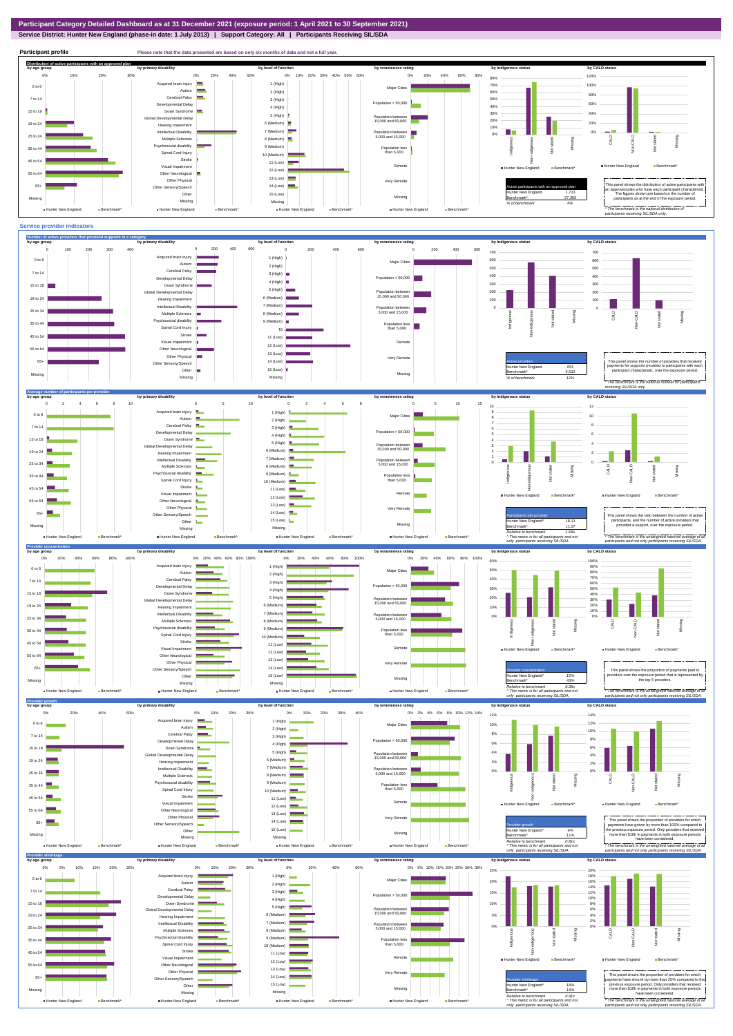# Participant Category Detailed Dashboard as at 31 December 2021 (exposure period: 1 April 2021 to 30 September 2021)

**Service District: Hunter New England (phase-in date: 1 July 2013) | Support Category: All | Participants Receiving SIL/SDA**

## Participant profile

Please note that the data presented are based on only six months of data and not a full year.

### Distribution of active participants with an approved plan

| Active participants with an approved plan | |
|---|---|
| Hunter New England | 1,723 |
| Benchmark* | 27,255 |
| % of benchmark | 6% |

This panel shows the distribution of active participants with an approved plan who have each participant characteristic. The figures shown are based on the number of participants as at the end of the exposure period.

* The benchmark is the national distribution of participants receiving SIL/SDA only.

## Service provider indicators

### Number of active providers that provided supports in a category

| Active providers | |
|---|---|
| Hunter New England | 651 |
| Benchmark* | 5,512 |
| % of benchmark | 12% |

This panel shows the number of providers that received payments for supports provided to participants with each participant characteristic, over the exposure period.

* The benchmark is the national number for participants receiving SIL/SDA only.

### Average number of participants per provider

| Participants per provider | |
|---|---|
| Hunter New England* | 18.11 |
| Benchmark* | 11.07 |
| Relative to benchmark | 2.64x |

^ This metric is for all participants and not only participants receiving SIL/SDA.

This panel shows the ratio between the number of active participants and the number of active providers that provided a support, over the exposure period.

* The benchmark is the unweighted national average of all participants and not only participants receiving SIL/SDA.

### Provider concentration

| Provider concentration | |
|---|---|
| Hunter New England* | 15% |
| Benchmark* | 43% |
| Relative to benchmark | 0.35x |

^ This metric is for all participants and not only participants receiving SIL/SDA.

This panel shows the proportion of payments paid to providers over the exposure period that is represented by the top 5 providers.

* The benchmark is the unweighted national average of all participants and not only participants receiving SIL/SDA.

### Provider growth

| Provider growth | |
|---|---|
| Hunter New England* | 9% |
| Benchmark* | 11% |
| Relative to benchmark | 0.81x |

^ This metric is for all participants and not only participants receiving SIL/SDA.

This panel shows the proportion of providers for which payments have grown by more than 100% compared to the previous exposure period. Only providers that received more than $10k in payments in both exposure periods have been considered.

* The benchmark is the unweighted national average of all participants and not only participants receiving SIL/SDA.

### Provider shrinkage

| Provider shrinkage | |
|---|---|
| Hunter New England* | 18% |
| Benchmark* | 19% |
| Relative to benchmark | 0.91x |

^ This metric is for all participants and not only participants receiving SIL/SDA.

This panel shows the proportion of providers for which payments have shrunk by more than 25% compared to the previous exposure period. Only providers that received more than $10k in payments in both exposure periods have been considered.

* The benchmark is the unweighted national average of all participants and not only participants receiving SIL/SDA.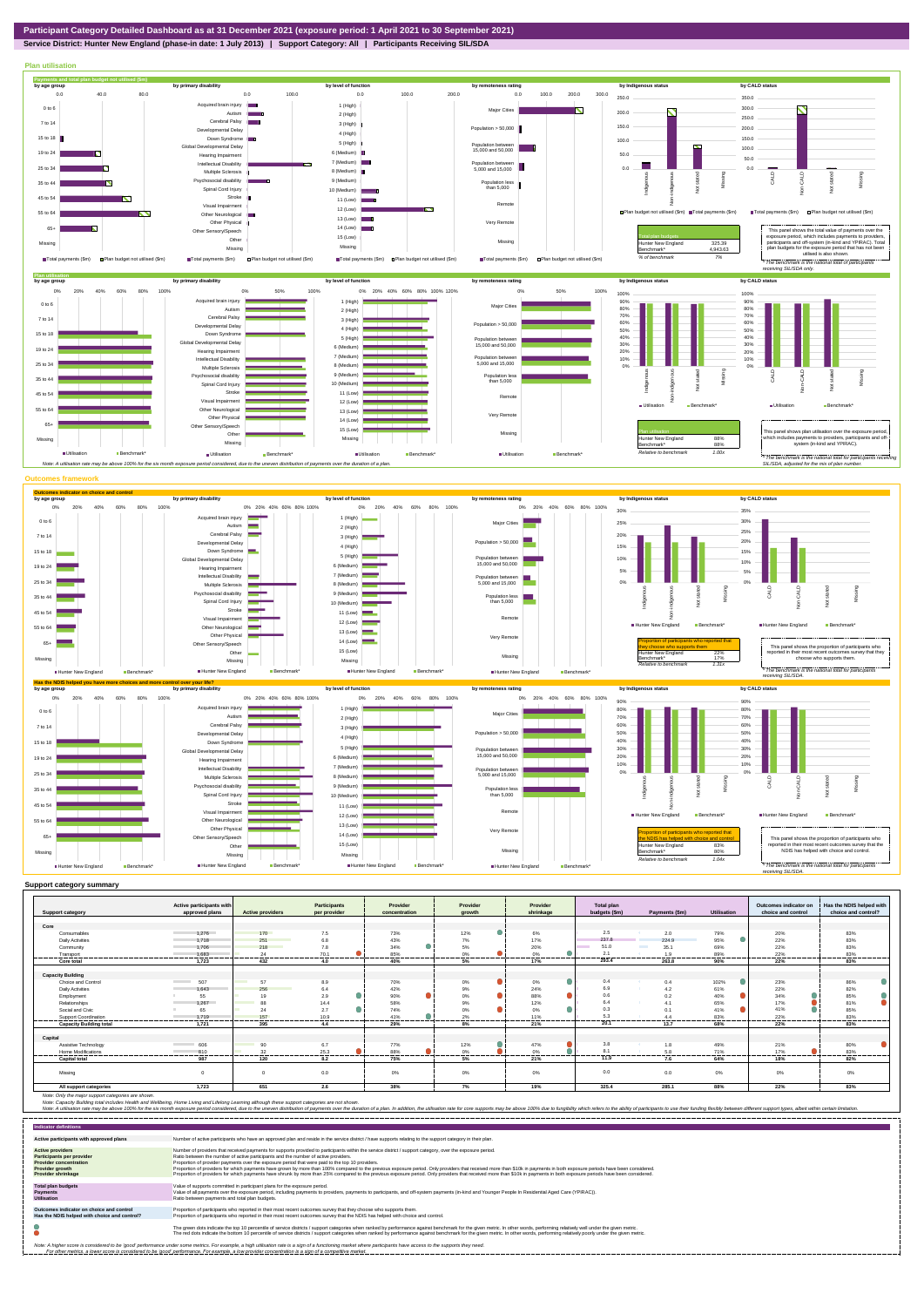# Participant Category Detailed Dashboard as at 31 December 2021 (exposure period: 1 April 2021 to 30 September 2021)

**Service District: Hunter New England (phase-in date: 1 July 2013) | Support Category: All | Participants Receiving SIL/SDA**

## Plan utilisation

**Payments and total plan budget not utilised ($m)**

| Total plan budgets | |
|---|---|
| Hunter New England | 325.39 |
| Benchmark* | 4,943.63 |
| % of benchmark | 7% |

This panel shows the total value of payments over the exposure period, which includes payments to providers, participants and off-system (in-kind and YPIRAC). Total plan budgets for the exposure period that has not been utilised is also shown.

*The benchmark is the national total for participants receiving SIL/SDA only.

**Plan utilisation**

| Plan utilisation | |
|---|---|
| Hunter New England | 88% |
| Benchmark* | 88% |
| Relative to benchmark | 1.00x |

This panel shows plan utilisation over the exposure period, which includes payments to providers, participants and off-system (in-kind and YPIRAC).

*The benchmark is the national total for participants receiving SIL/SDA, adjusted for the mix of plan number.

Note: A utilisation rate may be above 100% for the six month exposure period considered, due to the uneven distribution of payments over the duration of a plan.

## Outcomes framework

**Outcomes indicator on choice and control**

| Proportion of participants who reported that they choose who supports them | |
|---|---|
| Hunter New England | 22% |
| Benchmark* | 17% |
| Relative to benchmark | 1.31x |

This panel shows the proportion of participants who reported in their most recent outcomes survey that they choose who supports them.

*The benchmark is the national total for participants receiving SIL/SDA.

**Has the NDIS helped you have more choices and more control over your life?**

| Proportion of participants who reported that the NDIS has helped with choice and control | |
|---|---|
| Hunter New England | 83% |
| Benchmark* | 80% |
| Relative to benchmark | 1.04x |

This panel shows the proportion of participants who reported in their most recent outcomes survey that the NDIS has helped with choice and control.

*The benchmark is the national total for participants receiving SIL/SDA.

## Support category summary

| Support category | Active participants with approved plans | Active providers | Participants per provider | Provider concentration | Provider growth | Provider shrinkage | Total plan budgets ($m) | Payments ($m) | Utilisation | Outcomes indicator on choice and control | Has the NDIS helped with choice and control? |
|---|---|---|---|---|---|---|---|---|---|---|---|
| **Core** | | | | | | | | | | | |
| Consumables | 1,276 | 170 | 7.5 | 73% | 12% | 6% | 2.5 | 2.0 | 79% | 20% | 83% |
| Daily Activities | 1,718 | 251 | 6.8 | 43% | 7% | 17% | 237.6 | 224.9 | 95% | 22% | 83% |
| Community | 1,706 | 218 | 7.8 | 34% | 5% | 20% | 51.0 | 35.1 | 69% | 22% | 83% |
| Transport | 1,693 | 24 | 70.5 | 85% | 0% | 0% | 2.1 | 1.9 | 89% | 22% | 83% |
| **Core total** | **1,723** | **432** | **4.0** | **40%** | **5%** | **17%** | **293.4** | **263.8** | **90%** | **22%** | **83%** |
| **Capacity Building** | | | | | | | | | | | |
| Choice and Control | 507 | 57 | 8.9 | 70% | 0% | 0% | 0.4 | 0.4 | 102% | 23% | 86% |
| Daily Activities | 1,643 | 256 | 6.4 | 42% | 9% | 24% | 6.9 | 4.2 | 61% | 22% | 82% |
| Employment | 55 | 19 | 2.9 | 90% | 0% | 88% | 0.6 | 0.2 | 40% | 34% | 85% |
| Relationships | 1,267 | 88 | 14.4 | 58% | 9% | 12% | 6.4 | 4.1 | 65% | 17% | 81% |
| Social and Civic | 65 | 24 | 2.7 | 74% | 0% | 0% | 0.3 | 0.1 | 41% | 41% | 85% |
| Support Coordination | 1,719 | 157 | 10.9 | 41% | 2% | 11% | 5.3 | 4.4 | 83% | 22% | 83% |
| **Capacity Building total** | **1,721** | **395** | **4.4** | **29%** | **8%** | **21%** | **20.1** | **13.7** | **68%** | **22%** | **83%** |
| **Capital** | | | | | | | | | | | |
| Assistive Technology | 606 | 90 | 6.7 | 77% | 12% | 47% | 3.8 | 1.8 | 49% | 21% | 80% |
| Home Modifications | 810 | 32 | 25.3 | 88% | 0% | 0% | 8.1 | 5.8 | 71% | 17% | 83% |
| **Capital total** | **987** | **120** | **8.2** | **75%** | **5%** | **21%** | **11.9** | **7.6** | **64%** | **18%** | **82%** |
| Missing | 0 | 0 | 0.0 | 0% | 0% | 0% | 0.0 | 0.0 | 0% | 0% | 0% |
| **All support categories** | **1,723** | **651** | **2.6** | **38%** | **7%** | **19%** | **325.4** | **285.1** | **88%** | **22%** | **83%** |

Note: Only the major support categories are shown.

Note: Capacity Building total includes Health and Wellbeing, Home Living and Lifelong Learning although these support categories are not shown.

Note: A utilisation rate may be above 100% for the six month exposure period considered, due to the uneven distribution of payments over the duration of a plan. In addition, the utilisation rate for core supports may be above 100% due to fungibility which refers to the ability of participants to use their funding flexibly between different support types, albeit within certain limitation.

## Indicator definitions

| | |
|---|---|
| **Active participants with approved plans** | Number of active participants who have an approved plan and reside in the service district / have supports relating to the support category in their plan. |
| **Active providers** | Number of providers that received payments for supports provided to participants within the service district / support category, over the exposure period. |
| **Participants per provider** | Ratio between the number of active participants and the number of active providers. |
| **Provider concentration** | Proportion of provider payments over the exposure period that were paid to the top 10 providers. |
| **Provider growth** | Proportion of providers for which payments have grown by more than 100% compared to the previous exposure period. Only providers that received more than $10k in payments in both exposure periods have been considered. |
| **Provider shrinkage** | Proportion of providers for which payments have shrunk by more than 25% compared to the previous exposure period. Only providers that received more than $10k in payments in both exposure periods have been considered. |
| **Total plan budgets** | Value of supports committed in participant plans for the exposure period. |
| **Payments** | Value of all payments over the exposure period, including payments to providers, payments to participants, and off-system payments (in-kind and Younger People In Residential Aged Care (YPIRAC)). |
| **Utilisation** | Ratio between payments and total plan budgets. |
| **Outcomes indicator on choice and control** | Proportion of participants who reported in their most recent outcomes survey that they choose who supports them. |
| **Has the NDIS helped with choice and control?** | Proportion of participants who reported in their most recent outcomes survey that the NDIS has helped with choice and control. |

The green dots indicate the top 10 percentile of service districts / support categories when ranked by performance against benchmark for the given metric. In other words, performing relatively well under the given metric.

The red dots indicate the bottom 10 percentile of service districts / support categories when ranked by performance against benchmark for the given metric. In other words, performing relatively poorly under the given metric.

Note: A higher score is considered to be 'good' performance under some metrics. For example, a high utilisation rate is a sign of a functioning market where participants have access to the supports they need.
For other metrics, a lower score is considered to be 'good' performance. For example, a low provider concentration is a sign of a competitive market.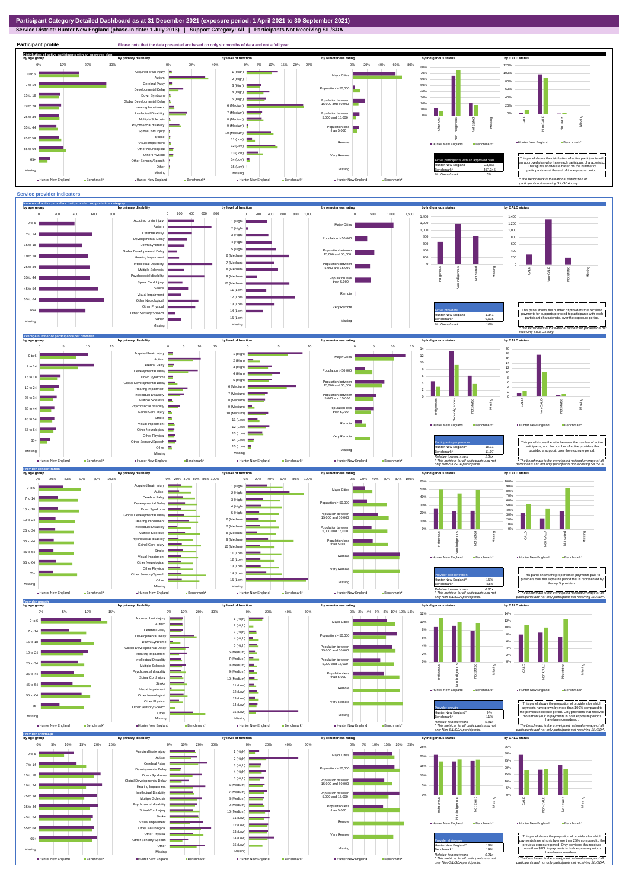# Participant Category Detailed Dashboard as at 31 December 2021 (exposure period: 1 April 2021 to 30 September 2021)

**Service District: Hunter New England (phase-in date: 1 July 2013) | Support Category: All | Participants Not Receiving SIL/SDA**

## Participant profile

Please note that the data presented are based on only six months of data and not a full year.

### Distribution of active participants with an approved plan

| Active participants with an approved plan | |
|---|---|
| Hunter New England | 23,868 |
| Benchmark* | 457,345 |
| % of benchmark | 5% |

This panel shows the distribution of active participants with an approved plan who have each participant characteristic. The figures shown are based on the number of participants as at the end of the exposure period.

\* The benchmark is the national distribution of participants not receiving SIL/SDA only.

## Service provider indicators

### Number of active providers that provided supports in a category

| Active providers | |
|---|---|
| Hunter New England | 1,341 |
| Benchmark* | 9,615 |
| % of benchmark | 14% |

This panel shows the number of providers that received payments for supports provided to participants with each participant characteristic, over the exposure period.

\* The benchmark is the national number for participants not receiving SIL/SDA only.

### Average number of participants per provider

| Participants per provider | |
|---|---|
| Hunter New England^ | 18.11 |
| Benchmark* | 11.07 |
| Relative to benchmark | 1.64x |

^ This metric is for all participants and not only Non-SIL/SDA participants.

This panel shows the ratio between the number of active participants, and the number of active providers that provided a support, over the exposure period.

\* The benchmark is the unweighted national average of all participants and not only participants not receiving SIL/SDA.

### Provider concentration

| Provider concentration | |
|---|---|
| Hunter New England^ | 15% |
| Benchmark* | 43% |
| Relative to benchmark | 0.35x |

^ This metric is for all participants and not only Non-SIL/SDA participants.

This panel shows the proportion of payments paid to providers over the exposure period that is represented by the top 5 providers.

\* The benchmark is the unweighted national average of all participants and not only participants not receiving SIL/SDA.

### Provider growth

| Provider growth | |
|---|---|
| Hunter New England^ | 9% |
| Benchmark* | 11% |
| Relative to benchmark | 0.81x |

^ This metric is for all participants and not only Non-SIL/SDA participants.

This panel shows the proportion of providers for which payments have grown by more than 100% compared to the previous exposure period. Only providers that received more than $10k in payments in both exposure periods have been considered.

\* The benchmark is the unweighted national average of all participants and not only participants not receiving SIL/SDA.

### Provider shrinkage

| Provider shrinkage | |
|---|---|
| Hunter New England^ | 18% |
| Benchmark* | 19% |
| Relative to benchmark | 0.91x |

^ This metric is for all participants and not only Non-SIL/SDA participants.

This panel shows the proportion of providers for which payments have shrunk by more than 25% compared to the previous exposure period. Only providers that received more than $10k in payments in both exposure periods have been considered.

\* The benchmark is the unweighted national average of all participants and not only participants not receiving SIL/SDA.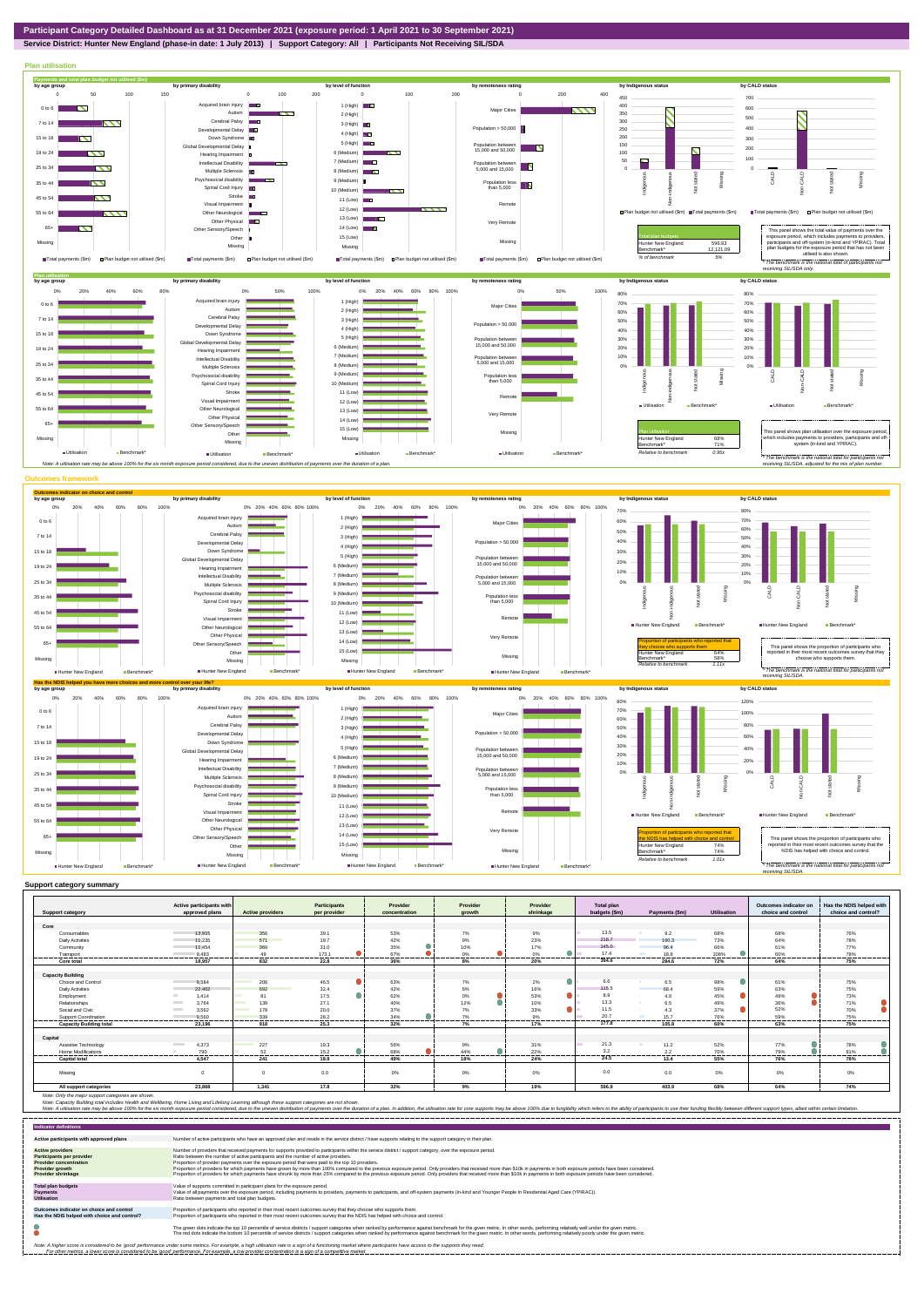# Participant Category Detailed Dashboard as at 31 December 2021 (exposure period: 1 April 2021 to 30 September 2021)

**Service District: Hunter New England (phase-in date: 1 July 2013) | Support Category: All | Participants Not Receiving SIL/SDA**

## Plan utilisation

**Payments and total plan budget not utilised ($m)**

by age group | by primary disability | by level of function | by remoteness rating | by Indigenous status | by CALD status

Total payments ($m) | Plan budget not utilised ($m)

| Total plan budgets | |
|---|---|
| Hunter New England | 596.93 |
| Benchmark* | 12,121.09 |
| % of benchmark | 5% |

This panel shows the total value of payments over the exposure period, which includes payments to providers, participants and off-system (in-kind and YPIRAC). Total plan budgets for the exposure period that has not been utilised is also shown.

*The benchmark is the national total for participants not receiving SIL/SDA only.

**Plan utilisation**

Utilisation | Benchmark*

| Plan utilisation | |
|---|---|
| Hunter New England | 68% |
| Benchmark* | 71% |
| Relative to benchmark | 0.95x |

This panel shows plan utilisation over the exposure period, which includes payments to providers, participants and off-system (in-kind and YPIRAC).

*The benchmark is the national total for participants not receiving SIL/SDA, adjusted for the mix of plan number.

Note: A utilisation rate may be above 100% for the six month exposure period considered, due to the uneven distribution of payments over the duration of a plan.

## Outcomes framework

**Outcomes indicator on choice and control**

Hunter New England | Benchmark*

| Proportion of participants who reported that they choose who supports them | |
|---|---|
| Hunter New England | 64% |
| Benchmark* | 58% |
| Relative to benchmark | 1.11x |

This panel shows the proportion of participants who reported in their most recent outcomes survey that they choose who supports them.

*The benchmark is the national total for participants not receiving SIL/SDA.

**Has the NDIS helped you have more choices and more control over your life?**

| Proportion of participants who reported that the NDIS has helped with choice and control | |
|---|---|
| Hunter New England | 74% |
| Benchmark* | 74% |
| Relative to benchmark | 1.01x |

This panel shows the proportion of participants who reported in their most recent outcomes survey that the NDIS has helped with choice and control.

*The benchmark is the national total for participants not receiving SIL/SDA.

## Support category summary

| Support category | Active participants with approved plans | Active providers | Participants per provider | Provider concentration | Provider growth | Provider shrinkage | Total plan budgets ($m) | Payments ($m) | Utilisation | Outcomes indicator on choice and control | Has the NDIS helped with choice and control? |
|---|---|---|---|---|---|---|---|---|---|---|---|
| **Core** | | | | | | | | | | | |
| Consumables | 13,905 | 356 | 39.1 | 53% | 7% | 9% | 13.5 | 9.2 | 68% | 68% | 76% |
| Daily Activities | 11,235 | 571 | 19.7 | 42% | 9% | 23% | 218.7 | 160.3 | 73% | 64% | 78% |
| Community | 10,454 | 369 | 31.0 | 35% | 10% | 17% | 145.0 | 96.4 | 66% | 61% | 77% |
| Transport | 8,483 | 49 | 173.1 | 67% | 0% | 0% | 17.4 | 18.8 | 108% | 60% | 78% |
| **Core total** | **18,957** | **832** | **22.8** | **36%** | **8%** | **20%** | **394.6** | **284.6** | **72%** | **64%** | **75%** |
| **Capacity Building** | | | | | | | | | | | |
| Choice and Control | 9,584 | 206 | 46.5 | 63% | 7% | 2% | 6.4 | 6.5 | 98% | 61% | 75% |
| Daily Activities | 22,402 | 692 | 32.4 | 42% | 6% | 16% | 115.5 | 68.4 | 59% | 63% | 75% |
| Employment | 1,414 | 81 | 17.5 | 62% | 0% | 53% | 8.9 | 4.0 | 45% | 49% | 73% |
| Relationships | 3,764 | 139 | 27.1 | 40% | 12% | 10% | 13.3 | 6.5 | 49% | 36% | 71% |
| Social and Civic | 3,562 | 178 | 20.0 | 37% | 7% | 33% | 11.5 | 4.3 | 37% | 52% | 70% |
| Support Coordination | 9,560 | 339 | 28.2 | 34% | 7% | 9% | 20.7 | 15.7 | 76% | 59% | 75% |
| **Capacity Building total** | **23,196** | **918** | **25.3** | **32%** | **7%** | **17%** | **177.8** | **105.8** | **60%** | **63%** | **75%** |
| **Capital** | | | | | | | | | | | |
| Assistive Technology | 4,373 | 227 | 19.3 | 56% | 9% | 31% | 21.3 | 11.2 | 52% | 77% | 78% |
| Home Modifications | 790 | 52 | 15.2 | 68% | 44% | 22% | 3.2 | 2.2 | 70% | 79% | 81% |
| **Capital total** | **4,547** | **241** | **18.9** | **49%** | **18%** | **24%** | **24.5** | **13.4** | **55%** | **76%** | **78%** |
| Missing | 0 | 0 | 0.0 | 0% | 0% | 0% | 0.0 | 0.0 | 0% | 0% | 0% |
| **All support categories** | **23,868** | **1,341** | **17.8** | **32%** | **9%** | **19%** | **596.9** | **403.9** | **68%** | **64%** | **74%** |

Note: Only the major support categories are shown.

Note: Capacity Building total includes Health and Wellbeing, Home Living and Lifelong Learning although these support categories are not shown.

Note: A utilisation rate may be above 100% for the six month exposure period considered, due to the uneven distribution of payments over the duration of a plan. In addition, the utilisation rate for core supports may be above 100% due to fungibility which refers to the ability of participants to use their funding flexibly between different support types, albeit within certain limitation.

## Indicator definitions

| | |
|---|---|
| **Active participants with approved plans** | Number of active participants who have an approved plan and reside in the service district / have supports relating to the support category in their plan. |
| **Active providers** | Number of providers that received payments for supports provided to participants within the service district / support category, over the exposure period. |
| **Participants per provider** | Ratio between the number of active participants and the number of active providers. |
| **Provider concentration** | Proportion of provider payments over the exposure period that were paid to the top 10 providers. |
| **Provider growth** | Proportion of providers for which payments have grown by more than 100% compared to the previous exposure period. Only providers that received more than $10k in payments in both exposure periods have been considered. |
| **Provider shrinkage** | Proportion of providers for which payments have shrunk by more than 25% compared to the previous exposure period. Only providers that received more than $10k in payments in both exposure periods have been considered. |
| **Total plan budgets** | Value of supports committed in participant plans for the exposure period. |
| **Payments** | Value of all payments over the exposure period, including payments to providers, payments to participants, and off-system payments (in-kind and Younger People In Residential Aged Care (YPIRAC)). |
| **Utilisation** | Ratio between payments and total plan budgets. |
| **Outcomes indicator on choice and control** | Proportion of participants who reported in their most recent outcomes survey that they choose who supports them. |
| **Has the NDIS helped with choice and control?** | Proportion of participants who reported in their most recent outcomes survey that the NDIS has helped with choice and control. |

The green dots indicate the top 10 percentile of service districts / support categories when ranked by performance against benchmark for the given metric. In other words, performing relatively well under the given metric.
The red dots indicate the bottom 10 percentile of service districts / support categories when ranked by performance against benchmark for the given metric. In other words, performing relatively poorly under the given metric.

Note: A higher score is considered to be 'good' performance under some metrics. For example, a high utilisation rate is a sign of a functioning market where participants have access to the supports they need.
For other metrics, a lower score is considered to be 'good' performance. For example, a low provider concentration is a sign of a competitive market.